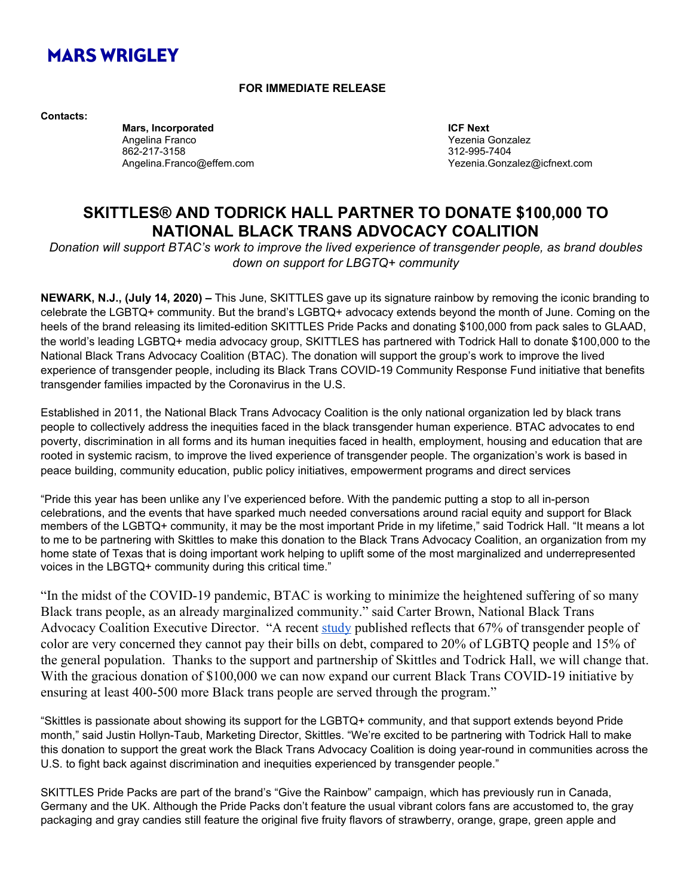**MARS WRIGLEY**

**FOR IMMEDIATE RELEASE**

**Contacts:**

| **Mars, Incorporated** | **ICF Next** |
|---|---|
| Angelina Franco | Yezenia Gonzalez |
| 862-217-3158 | 312-995-7404 |
| Angelina.Franco@effem.com | Yezenia.Gonzalez@icfnext.com |

# SKITTLES® AND TODRICK HALL PARTNER TO DONATE $100,000 TO NATIONAL BLACK TRANS ADVOCACY COALITION

*Donation will support BTAC's work to improve the lived experience of transgender people, as brand doubles down on support for LBGTQ+ community*

**NEWARK, N.J., (July 14, 2020) –** This June, SKITTLES gave up its signature rainbow by removing the iconic branding to celebrate the LGBTQ+ community. But the brand's LGBTQ+ advocacy extends beyond the month of June. Coming on the heels of the brand releasing its limited-edition SKITTLES Pride Packs and donating $100,000 from pack sales to GLAAD, the world's leading LGBTQ+ media advocacy group, SKITTLES has partnered with Todrick Hall to donate $100,000 to the National Black Trans Advocacy Coalition (BTAC). The donation will support the group's work to improve the lived experience of transgender people, including its Black Trans COVID-19 Community Response Fund initiative that benefits transgender families impacted by the Coronavirus in the U.S.

Established in 2011, the National Black Trans Advocacy Coalition is the only national organization led by black trans people to collectively address the inequities faced in the black transgender human experience. BTAC advocates to end poverty, discrimination in all forms and its human inequities faced in health, employment, housing and education that are rooted in systemic racism, to improve the lived experience of transgender people. The organization's work is based in peace building, community education, public policy initiatives, empowerment programs and direct services

"Pride this year has been unlike any I've experienced before. With the pandemic putting a stop to all in-person celebrations, and the events that have sparked much needed conversations around racial equity and support for Black members of the LGBTQ+ community, it may be the most important Pride in my lifetime," said Todrick Hall. "It means a lot to me to be partnering with Skittles to make this donation to the Black Trans Advocacy Coalition, an organization from my home state of Texas that is doing important work helping to uplift some of the most marginalized and underrepresented voices in the LBGTQ+ community during this critical time."

"In the midst of the COVID-19 pandemic, BTAC is working to minimize the heightened suffering of so many Black trans people, as an already marginalized community." said Carter Brown, National Black Trans Advocacy Coalition Executive Director. "A recent study published reflects that 67% of transgender people of color are very concerned they cannot pay their bills on debt, compared to 20% of LGBTQ people and 15% of the general population. Thanks to the support and partnership of Skittles and Todrick Hall, we will change that. With the gracious donation of $100,000 we can now expand our current Black Trans COVID-19 initiative by ensuring at least 400-500 more Black trans people are served through the program."

"Skittles is passionate about showing its support for the LGBTQ+ community, and that support extends beyond Pride month," said Justin Hollyn-Taub, Marketing Director, Skittles. "We're excited to be partnering with Todrick Hall to make this donation to support the great work the Black Trans Advocacy Coalition is doing year-round in communities across the U.S. to fight back against discrimination and inequities experienced by transgender people."

SKITTLES Pride Packs are part of the brand's "Give the Rainbow" campaign, which has previously run in Canada, Germany and the UK. Although the Pride Packs don't feature the usual vibrant colors fans are accustomed to, the gray packaging and gray candies still feature the original five fruity flavors of strawberry, orange, grape, green apple and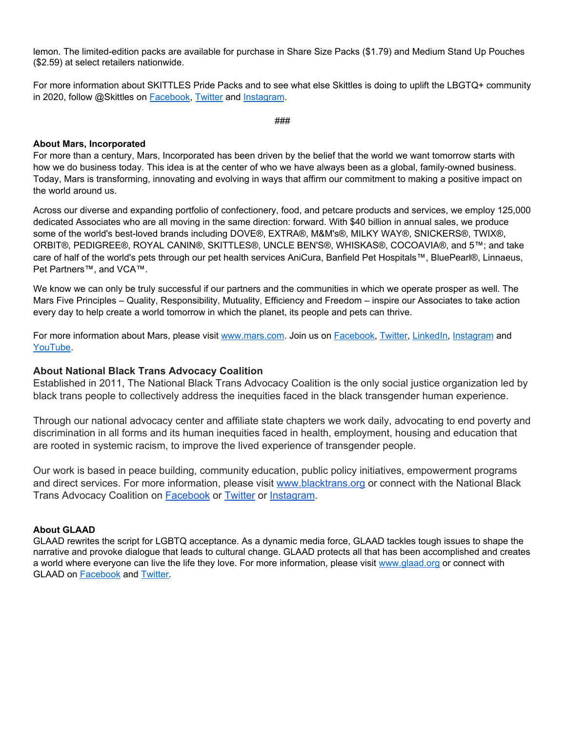lemon. The limited-edition packs are available for purchase in Share Size Packs ($1.79) and Medium Stand Up Pouches ($2.59) at select retailers nationwide.

For more information about SKITTLES Pride Packs and to see what else Skittles is doing to uplift the LBGTQ+ community in 2020, follow @Skittles on [Facebook](), [Twitter]() and [Instagram]().

###

**About Mars, Incorporated**

For more than a century, Mars, Incorporated has been driven by the belief that the world we want tomorrow starts with how we do business today. This idea is at the center of who we have always been as a global, family-owned business. Today, Mars is transforming, innovating and evolving in ways that affirm our commitment to making a positive impact on the world around us.

Across our diverse and expanding portfolio of confectionery, food, and petcare products and services, we employ 125,000 dedicated Associates who are all moving in the same direction: forward. With $40 billion in annual sales, we produce some of the world's best-loved brands including DOVE®, EXTRA®, M&M's®, MILKY WAY®, SNICKERS®, TWIX®, ORBIT®, PEDIGREE®, ROYAL CANIN®, SKITTLES®, UNCLE BEN'S®, WHISKAS®, COCOAVIA®, and 5™; and take care of half of the world's pets through our pet health services AniCura, Banfield Pet Hospitals™, BluePearl®, Linnaeus, Pet Partners™, and VCA™.

We know we can only be truly successful if our partners and the communities in which we operate prosper as well. The Mars Five Principles – Quality, Responsibility, Mutuality, Efficiency and Freedom – inspire our Associates to take action every day to help create a world tomorrow in which the planet, its people and pets can thrive.

For more information about Mars, please visit www.mars.com. Join us on Facebook, Twitter, LinkedIn, Instagram and YouTube.

**About National Black Trans Advocacy Coalition**

Established in 2011, The National Black Trans Advocacy Coalition is the only social justice organization led by black trans people to collectively address the inequities faced in the black transgender human experience.

Through our national advocacy center and affiliate state chapters we work daily, advocating to end poverty and discrimination in all forms and its human inequities faced in health, employment, housing and education that are rooted in systemic racism, to improve the lived experience of transgender people.

Our work is based in peace building, community education, public policy initiatives, empowerment programs and direct services. For more information, please visit www.blacktrans.org or connect with the National Black Trans Advocacy Coalition on Facebook or Twitter or Instagram.

**About GLAAD**

GLAAD rewrites the script for LGBTQ acceptance. As a dynamic media force, GLAAD tackles tough issues to shape the narrative and provoke dialogue that leads to cultural change. GLAAD protects all that has been accomplished and creates a world where everyone can live the life they love. For more information, please visit www.glaad.org or connect with GLAAD on Facebook and Twitter.